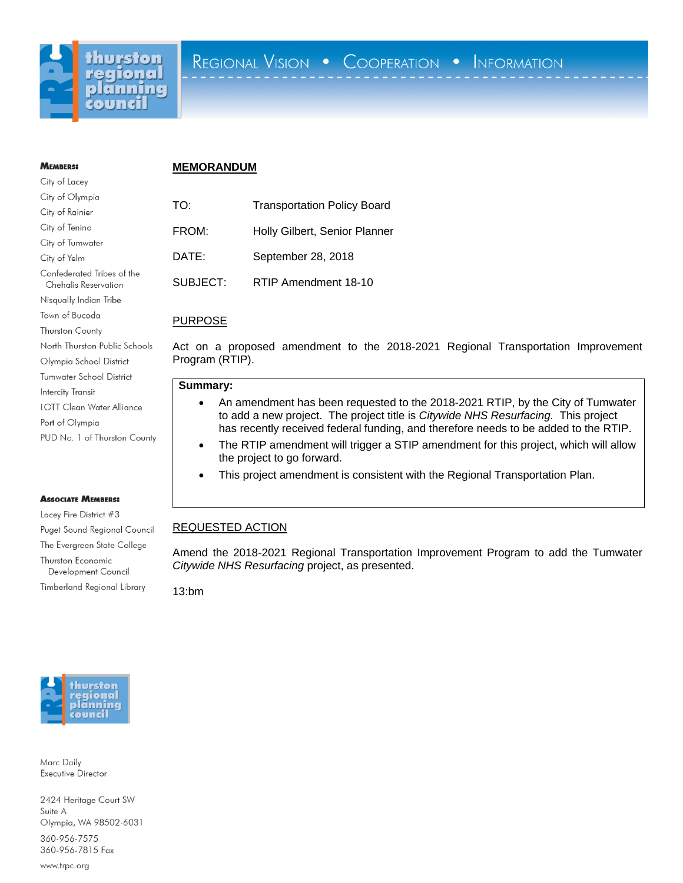thurston regional planning council

REGIONAL VISION • COOPERATION • INFORMATION

**MEMBERS:**

City of Lacey
City of Olympia
City of Rainier
City of Tenino
City of Tumwater
City of Yelm
Confederated Tribes of the Chehalis Reservation
Nisqually Indian Tribe
Town of Bucoda
Thurston County
North Thurston Public Schools
Olympia School District
Tumwater School District
Intercity Transit
LOTT Clean Water Alliance
Port of Olympia
PUD No. 1 of Thurston County

**ASSOCIATE MEMBERS:**

Lacey Fire District #3
Puget Sound Regional Council
The Evergreen State College
Thurston Economic Development Council
Timberland Regional Library

Marc Daily
Executive Director

2424 Heritage Court SW
Suite A
Olympia, WA 98502-6031

360-956-7575
360-956-7815 Fax

www.trpc.org

## MEMORANDUM

| | |
|---|---|
| TO: | Transportation Policy Board |
| FROM: | Holly Gilbert, Senior Planner |
| DATE: | September 28, 2018 |
| SUBJECT: | RTIP Amendment 18-10 |

## PURPOSE

Act on a proposed amendment to the 2018-2021 Regional Transportation Improvement Program (RTIP).

**Summary:**

- An amendment has been requested to the 2018-2021 RTIP, by the City of Tumwater to add a new project. The project title is *Citywide NHS Resurfacing.* This project has recently received federal funding, and therefore needs to be added to the RTIP.
- The RTIP amendment will trigger a STIP amendment for this project, which will allow the project to go forward.
- This project amendment is consistent with the Regional Transportation Plan.

## REQUESTED ACTION

Amend the 2018-2021 Regional Transportation Improvement Program to add the Tumwater *Citywide NHS Resurfacing* project, as presented.

13:bm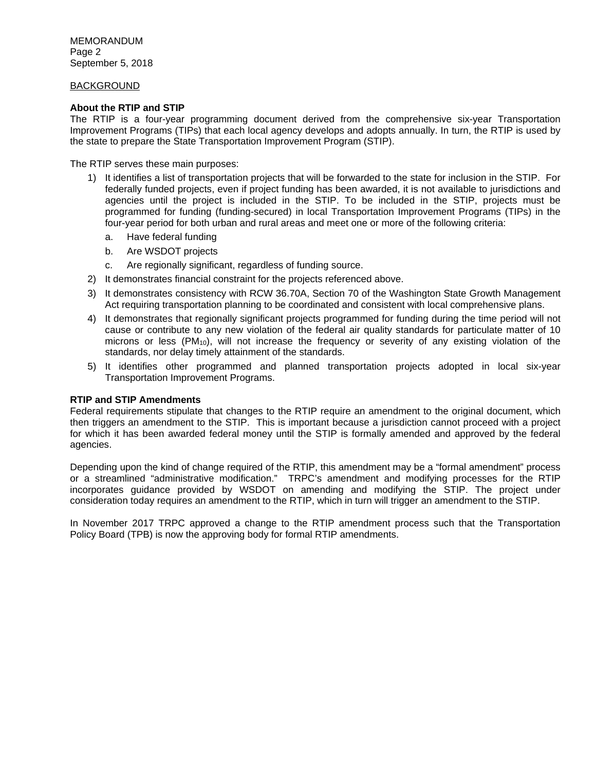## BACKGROUND

**About the RTIP and STIP**

The RTIP is a four-year programming document derived from the comprehensive six-year Transportation Improvement Programs (TIPs) that each local agency develops and adopts annually. In turn, the RTIP is used by the state to prepare the State Transportation Improvement Program (STIP).

The RTIP serves these main purposes:

1) It identifies a list of transportation projects that will be forwarded to the state for inclusion in the STIP. For federally funded projects, even if project funding has been awarded, it is not available to jurisdictions and agencies until the project is included in the STIP. To be included in the STIP, projects must be programmed for funding (funding-secured) in local Transportation Improvement Programs (TIPs) in the four-year period for both urban and rural areas and meet one or more of the following criteria:
   a. Have federal funding
   b. Are WSDOT projects
   c. Are regionally significant, regardless of funding source.
2) It demonstrates financial constraint for the projects referenced above.
3) It demonstrates consistency with RCW 36.70A, Section 70 of the Washington State Growth Management Act requiring transportation planning to be coordinated and consistent with local comprehensive plans.
4) It demonstrates that regionally significant projects programmed for funding during the time period will not cause or contribute to any new violation of the federal air quality standards for particulate matter of 10 microns or less ($PM_{10}$), will not increase the frequency or severity of any existing violation of the standards, nor delay timely attainment of the standards.
5) It identifies other programmed and planned transportation projects adopted in local six-year Transportation Improvement Programs.

**RTIP and STIP Amendments**

Federal requirements stipulate that changes to the RTIP require an amendment to the original document, which then triggers an amendment to the STIP. This is important because a jurisdiction cannot proceed with a project for which it has been awarded federal money until the STIP is formally amended and approved by the federal agencies.

Depending upon the kind of change required of the RTIP, this amendment may be a "formal amendment" process or a streamlined "administrative modification." TRPC's amendment and modifying processes for the RTIP incorporates guidance provided by WSDOT on amending and modifying the STIP. The project under consideration today requires an amendment to the RTIP, which in turn will trigger an amendment to the STIP.

In November 2017 TRPC approved a change to the RTIP amendment process such that the Transportation Policy Board (TPB) is now the approving body for formal RTIP amendments.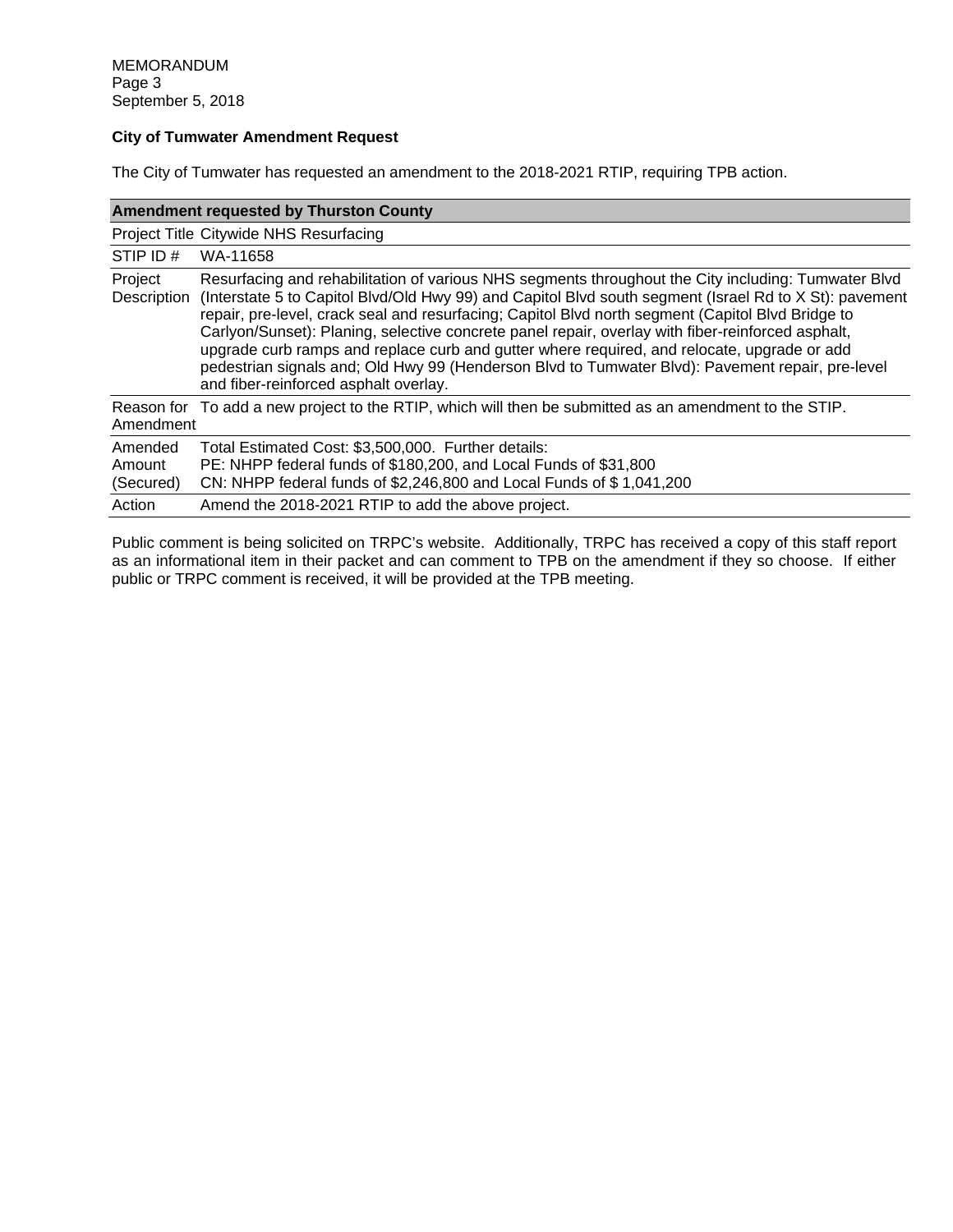**City of Tumwater Amendment Request**

The City of Tumwater has requested an amendment to the 2018-2021 RTIP, requiring TPB action.

| **Amendment requested by Thurston County** | |
|---|---|
| Project Title | Citywide NHS Resurfacing |
| STIP ID # | WA-11658 |
| Project Description | Resurfacing and rehabilitation of various NHS segments throughout the City including: Tumwater Blvd (Interstate 5 to Capitol Blvd/Old Hwy 99) and Capitol Blvd south segment (Israel Rd to X St): pavement repair, pre-level, crack seal and resurfacing; Capitol Blvd north segment (Capitol Blvd Bridge to Carlyon/Sunset): Planing, selective concrete panel repair, overlay with fiber-reinforced asphalt, upgrade curb ramps and replace curb and gutter where required, and relocate, upgrade or add pedestrian signals and; Old Hwy 99 (Henderson Blvd to Tumwater Blvd): Pavement repair, pre-level and fiber-reinforced asphalt overlay. |
| Reason for Amendment | To add a new project to the RTIP, which will then be submitted as an amendment to the STIP. |
| Amended Amount (Secured) | Total Estimated Cost: $3,500,000. Further details:<br>PE: NHPP federal funds of $180,200, and Local Funds of $31,800<br>CN: NHPP federal funds of $2,246,800 and Local Funds of $ 1,041,200 |
| Action | Amend the 2018-2021 RTIP to add the above project. |

Public comment is being solicited on TRPC's website. Additionally, TRPC has received a copy of this staff report as an informational item in their packet and can comment to TPB on the amendment if they so choose. If either public or TRPC comment is received, it will be provided at the TPB meeting.